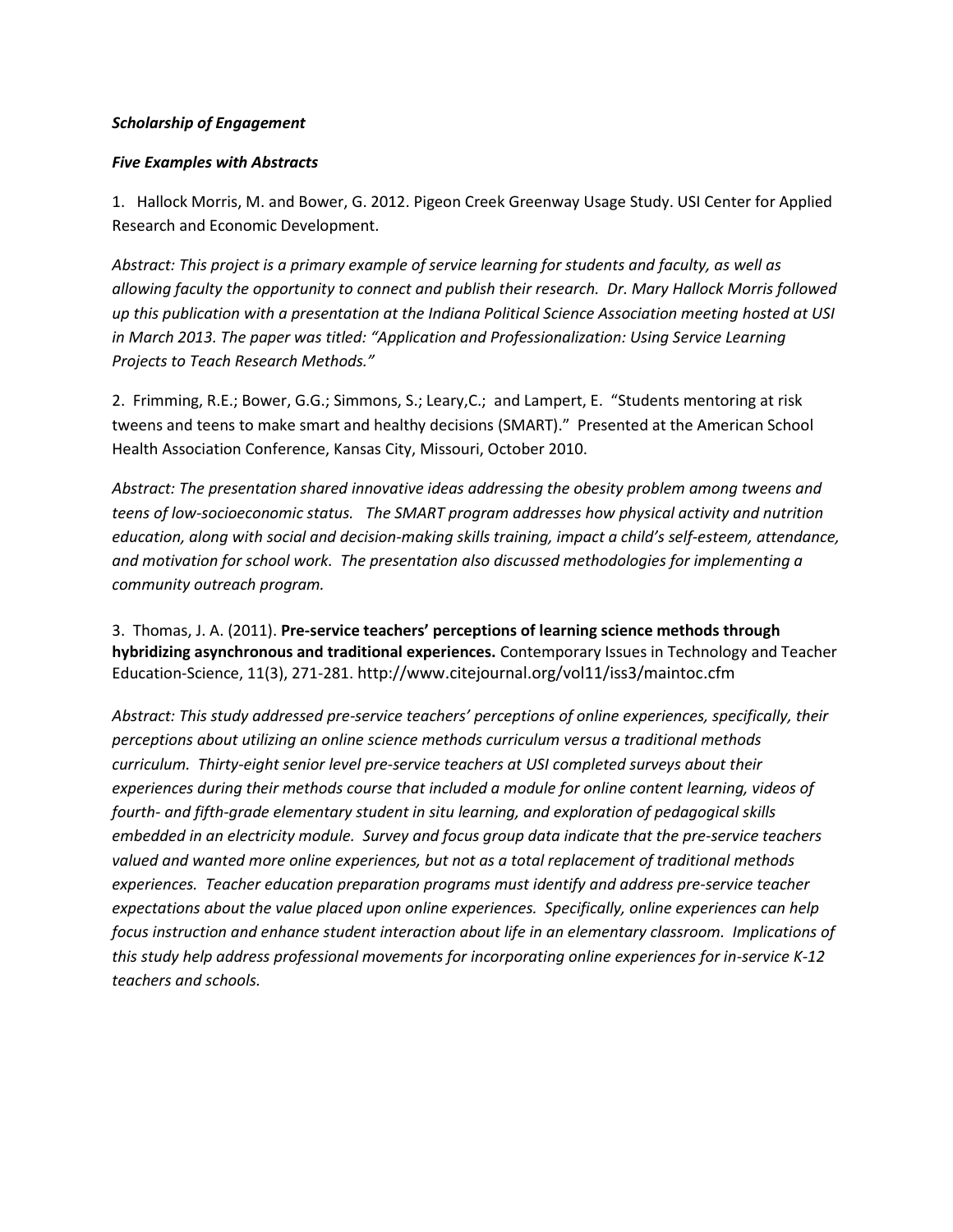***Scholarship of Engagement***

***Five Examples with Abstracts***

1. Hallock Morris, M. and Bower, G. 2012. Pigeon Creek Greenway Usage Study. USI Center for Applied Research and Economic Development.

*Abstract: This project is a primary example of service learning for students and faculty, as well as allowing faculty the opportunity to connect and publish their research. Dr. Mary Hallock Morris followed up this publication with a presentation at the Indiana Political Science Association meeting hosted at USI in March 2013. The paper was titled: "Application and Professionalization: Using Service Learning Projects to Teach Research Methods."*

2. Frimming, R.E.; Bower, G.G.; Simmons, S.; Leary,C.; and Lampert, E. "Students mentoring at risk tweens and teens to make smart and healthy decisions (SMART)." Presented at the American School Health Association Conference, Kansas City, Missouri, October 2010.

*Abstract: The presentation shared innovative ideas addressing the obesity problem among tweens and teens of low-socioeconomic status. The SMART program addresses how physical activity and nutrition education, along with social and decision-making skills training, impact a child's self-esteem, attendance, and motivation for school work. The presentation also discussed methodologies for implementing a community outreach program.*

3. Thomas, J. A. (2011). **Pre-service teachers' perceptions of learning science methods through hybridizing asynchronous and traditional experiences.** Contemporary Issues in Technology and Teacher Education-Science, 11(3), 271-281. http://www.citejournal.org/vol11/iss3/maintoc.cfm

*Abstract: This study addressed pre-service teachers' perceptions of online experiences, specifically, their perceptions about utilizing an online science methods curriculum versus a traditional methods curriculum. Thirty-eight senior level pre-service teachers at USI completed surveys about their experiences during their methods course that included a module for online content learning, videos of fourth- and fifth-grade elementary student in situ learning, and exploration of pedagogical skills embedded in an electricity module. Survey and focus group data indicate that the pre-service teachers valued and wanted more online experiences, but not as a total replacement of traditional methods experiences. Teacher education preparation programs must identify and address pre-service teacher expectations about the value placed upon online experiences. Specifically, online experiences can help focus instruction and enhance student interaction about life in an elementary classroom. Implications of this study help address professional movements for incorporating online experiences for in-service K-12 teachers and schools.*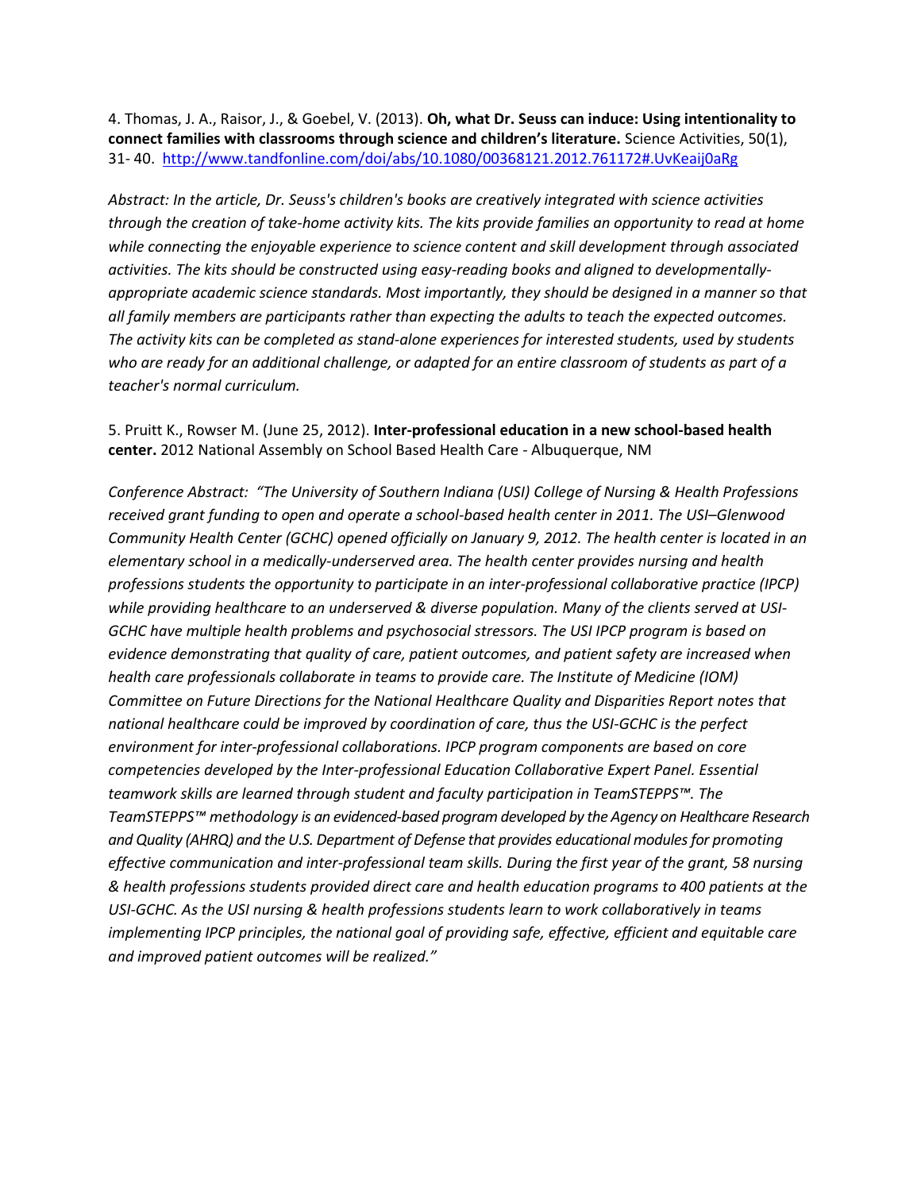4. Thomas, J. A., Raisor, J., & Goebel, V. (2013). **Oh, what Dr. Seuss can induce: Using intentionality to connect families with classrooms through science and children's literature.** Science Activities, 50(1), 31- 40. http://www.tandfonline.com/doi/abs/10.1080/00368121.2012.761172#.UvKeaij0aRg

*Abstract: In the article, Dr. Seuss's children's books are creatively integrated with science activities through the creation of take-home activity kits. The kits provide families an opportunity to read at home while connecting the enjoyable experience to science content and skill development through associated activities. The kits should be constructed using easy-reading books and aligned to developmentally-appropriate academic science standards. Most importantly, they should be designed in a manner so that all family members are participants rather than expecting the adults to teach the expected outcomes. The activity kits can be completed as stand-alone experiences for interested students, used by students who are ready for an additional challenge, or adapted for an entire classroom of students as part of a teacher's normal curriculum.*

5. Pruitt K., Rowser M. (June 25, 2012). **Inter-professional education in a new school-based health center.** 2012 National Assembly on School Based Health Care - Albuquerque, NM

*Conference Abstract: "The University of Southern Indiana (USI) College of Nursing & Health Professions received grant funding to open and operate a school-based health center in 2011. The USI–Glenwood Community Health Center (GCHC) opened officially on January 9, 2012. The health center is located in an elementary school in a medically-underserved area. The health center provides nursing and health professions students the opportunity to participate in an inter-professional collaborative practice (IPCP) while providing healthcare to an underserved & diverse population. Many of the clients served at USI-GCHC have multiple health problems and psychosocial stressors. The USI IPCP program is based on evidence demonstrating that quality of care, patient outcomes, and patient safety are increased when health care professionals collaborate in teams to provide care. The Institute of Medicine (IOM) Committee on Future Directions for the National Healthcare Quality and Disparities Report notes that national healthcare could be improved by coordination of care, thus the USI-GCHC is the perfect environment for inter-professional collaborations. IPCP program components are based on core competencies developed by the Inter-professional Education Collaborative Expert Panel. Essential teamwork skills are learned through student and faculty participation in TeamSTEPPS™. The TeamSTEPPS™ methodology is an evidenced-based program developed by the Agency on Healthcare Research and Quality (AHRQ) and the U.S. Department of Defense that provides educational modules for promoting effective communication and inter-professional team skills. During the first year of the grant, 58 nursing & health professions students provided direct care and health education programs to 400 patients at the USI-GCHC. As the USI nursing & health professions students learn to work collaboratively in teams implementing IPCP principles, the national goal of providing safe, effective, efficient and equitable care and improved patient outcomes will be realized."*